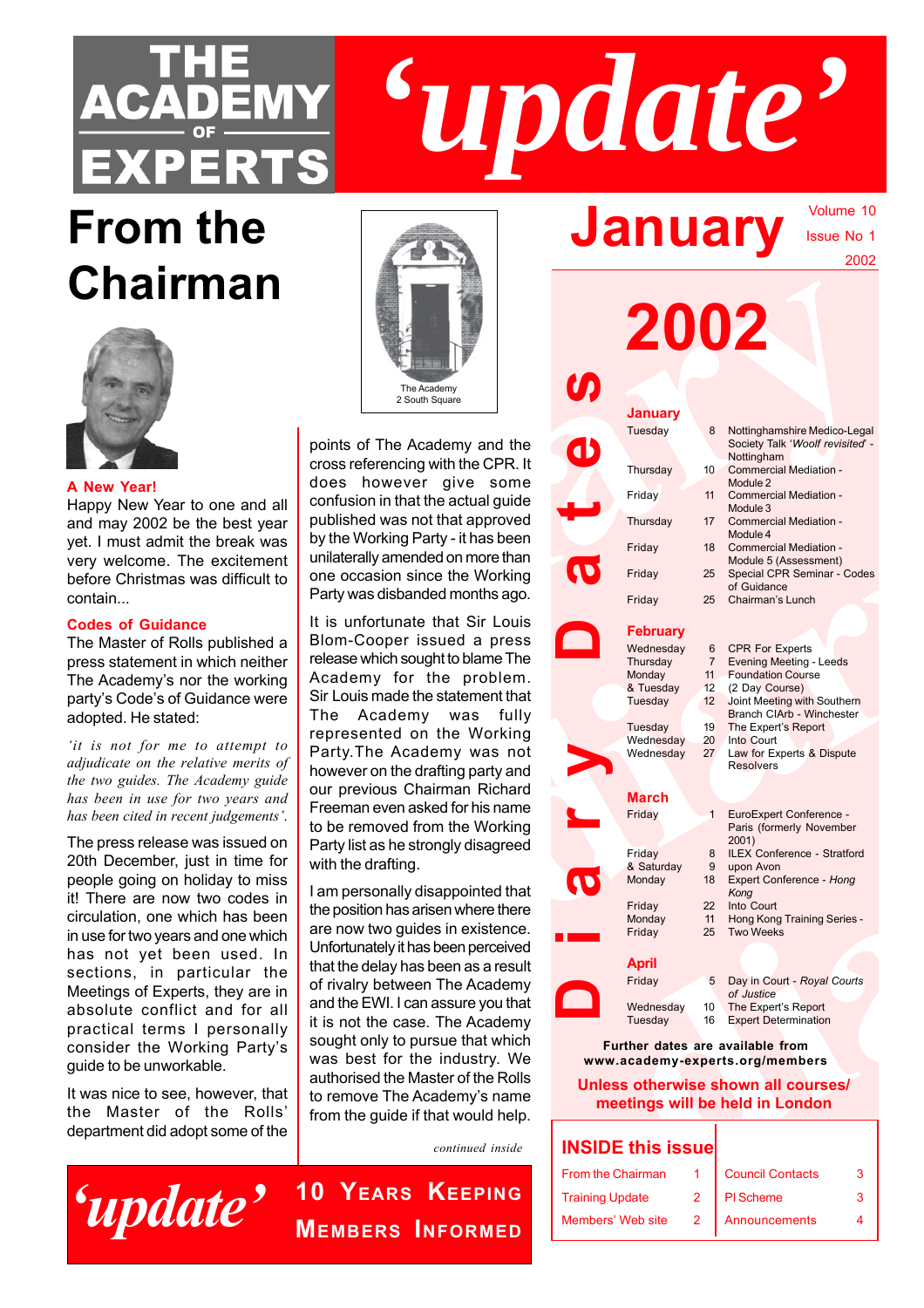# THE ACADEMY OF EXPERTS 'update'

January 2002 — Volume 10, Issue No 1

# From the Chairman

### A New Year!

Happy New Year to one and all and may 2002 be the best year yet. I must admit the break was very welcome. The excitement before Christmas was difficult to contain...

### Codes of Guidance

The Master of Rolls published a press statement in which neither The Academy's nor the working party's Code's of Guidance were adopted. He stated:

*'it is not for me to attempt to adjudicate on the relative merits of the two guides. The Academy guide has been in use for two years and has been cited in recent judgements'.*

The press release was issued on 20th December, just in time for people going on holiday to miss it! There are now two codes in circulation, one which has been in use for two years and one which has not yet been used. In sections, in particular the Meetings of Experts, they are in absolute conflict and for all practical terms I personally consider the Working Party's guide to be unworkable.

It was nice to see, however, that the Master of the Rolls' department did adopt some of the points of The Academy and the cross referencing with the CPR. It does however give some confusion in that the actual guide published was not that approved by the Working Party - it has been unilaterally amended on more than one occasion since the Working Party was disbanded months ago.

It is unfortunate that Sir Louis Blom-Cooper issued a press release which sought to blame The Academy for the problem. Sir Louis made the statement that The Academy was fully represented on the Working Party.The Academy was not however on the drafting party and our previous Chairman Richard Freeman even asked for his name to be removed from the Working Party list as he strongly disagreed with the drafting.

I am personally disappointed that the position has arisen where there are now two guides in existence. Unfortunately it has been perceived that the delay has been as a result of rivalry between The Academy and the EWI. I can assure you that it is not the case. The Academy sought only to pursue that which was best for the industry. We authorised the Master of the Rolls to remove The Academy's name from the guide if that would help.

*continued inside*

The Academy
2 South Square

# Diary Dates 2002

**January**

| Day | Date | Event |
|---|---|---|
| Tuesday | 8 | Nottinghamshire Medico-Legal Society Talk '*Woolf revisited*' - Nottingham |
| Thursday | 10 | Commercial Mediation - Module 2 |
| Friday | 11 | Commercial Mediation - Module 3 |
| Thursday | 17 | Commercial Mediation - Module 4 |
| Friday | 18 | Commercial Mediation - Module 5 (Assessment) |
| Friday | 25 | Special CPR Seminar - Codes of Guidance |
| Friday | 25 | Chairman's Lunch |

**February**

| Day | Date | Event |
|---|---|---|
| Wednesday | 6 | CPR For Experts |
| Thursday | 7 | Evening Meeting - Leeds |
| Monday & Tuesday | 11, 12 | Foundation Course (2 Day Course) |
| Tuesday | 12 | Joint Meeting with Southern Branch CIArb - Winchester |
| Tuesday | 19 | The Expert's Report |
| Wednesday | 20 | Into Court |
| Wednesday | 27 | Law for Experts & Dispute Resolvers |

**March**

| Day | Date | Event |
|---|---|---|
| Friday | 1 | EuroExpert Conference - Paris (formerly November 2001) |
| Friday & Saturday | 8, 9 | ILEX Conference - Stratford upon Avon |
| Monday | 18 | Expert Conference - *Hong Kong* |
| Friday | 22 | Into Court |
| Monday | 11 | Hong Kong Training Series - |
| Friday | 25 | Two Weeks |

**April**

| Day | Date | Event |
|---|---|---|
| Friday | 5 | Day in Court - *Royal Courts of Justice* |
| Wednesday | 10 | The Expert's Report |
| Tuesday | 16 | Expert Determination |

**Further dates are available from www.academy-experts.org/members**

**Unless otherwise shown all courses/ meetings will be held in London**

## INSIDE this issue

| | | | |
|---|---|---|---|
| From the Chairman | 1 | Council Contacts | 3 |
| Training Update | 2 | PI Scheme | 3 |
| Members' Web site | 2 | Announcements | 4 |

'update' 10 Years Keeping Members Informed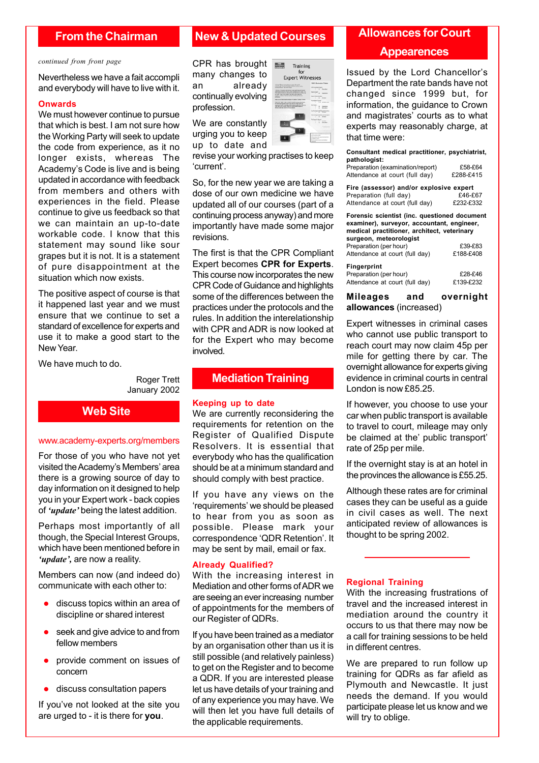## From the Chairman

*continued from front page*

Nevertheless we have a fait accompli and everybody will have to live with it.

**Onwards**

We must however continue to pursue that which is best. I am not sure how the Working Party will seek to update the code from experience, as it no longer exists, whereas The Academy's Code is live and is being updated in accordance with feedback from members and others with experiences in the field. Please continue to give us feedback so that we can maintain an up-to-date workable code. I know that this statement may sound like sour grapes but it is not. It is a statement of pure disappointment at the situation which now exists.

The positive aspect of course is that it happened last year and we must ensure that we continue to set a standard of excellence for experts and use it to make a good start to the New Year.

We have much to do.

Roger Trett
January 2002

## Web Site

www.academy-experts.org/members

For those of you who have not yet visited the Academy's Members' area there is a growing source of day to day information on it designed to help you in your Expert work - back copies of ***'update'*** being the latest addition.

Perhaps most importantly of all though, the Special Interest Groups, which have been mentioned before in ***'update'***, are now a reality.

Members can now (and indeed do) communicate with each other to:

- discuss topics within an area of discipline or shared interest
- seek and give advice to and from fellow members
- provide comment on issues of concern
- discuss consultation papers

If you've not looked at the site you are urged to - it is there for **you**.

## New & Updated Courses

CPR has brought many changes to an already continually evolving profession.

We are constantly urging you to keep up to date and revise your working practises to keep 'current'.

So, for the new year we are taking a dose of our own medicine we have updated all of our courses (part of a continuing process anyway) and more importantly have made some major revisions.

The first is that the CPR Compliant Expert becomes **CPR for Experts**. This course now incorporates the new CPR Code of Guidance and highlights some of the differences between the practices under the protocols and the rules. In addition the interelationship with CPR and ADR is now looked at for the Expert who may become involved.

## Mediation Training

**Keeping up to date**

We are currently reconsidering the requirements for retention on the Register of Qualified Dispute Resolvers. It is essential that everybody who has the qualification should be at a minimum standard and should comply with best practice.

If you have any views on the 'requirements' we should be pleased to hear from you as soon as possible. Please mark your correspondence 'QDR Retention'. It may be sent by mail, email or fax.

**Already Qualified?**

With the increasing interest in Mediation and other forms of ADR we are seeing an ever increasing number of appointments for the members of our Register of QDRs.

If you have been trained as a mediator by an organisation other than us it is still possible (and relatively painless) to get on the Register and to become a QDR. If you are interested please let us have details of your training and of any experience you may have. We will then let you have full details of the applicable requirements.

## Allowances for Court Appearences

Issued by the Lord Chancellor's Department the rate bands have not changed since 1999 but, for information, the guidance to Crown and magistrates' courts as to what experts may reasonably charge, at that time were:

**Consultant medical practitioner, psychiatrist, pathologist:**

| | |
|---|---|
| Preparation (examination/report) | £58-£64 |
| Attendance at court (full day) | £288-£415 |

**Fire (assessor) and/or explosive expert**

| | |
|---|---|
| Preparation (full day) | £46-£67 |
| Attendance at court (full day) | £232-£332 |

**Forensic scientist (inc. questioned document examiner), surveyor, accountant, engineer, medical practitioner, architect, veterinary surgeon, meteorologist**

| | |
|---|---|
| Preparation (per hour) | £39-£83 |
| Attendance at court (full day) | £188-£408 |

**Fingerprint**

| | |
|---|---|
| Preparation (per hour) | £28-£46 |
| Attendance at court (full day) | £139-£232 |

**Mileages and overnight allowances** (increased)

Expert witnesses in criminal cases who cannot use public transport to reach court may now claim 45p per mile for getting there by car. The overnight allowance for experts giving evidence in criminal courts in central London is now £85.25.

If however, you choose to use your car when public transport is available to travel to court, mileage may only be claimed at the' public transport' rate of 25p per mile.

If the overnight stay is at an hotel in the provinces the allowance is £55.25.

Although these rates are for criminal cases they can be useful as a guide in civil cases as well. The next anticipated review of allowances is thought to be spring 2002.

**Regional Training**

With the increasing frustrations of travel and the increased interest in mediation around the country it occurs to us that there may now be a call for training sessions to be held in different centres.

We are prepared to run follow up training for QDRs as far afield as Plymouth and Newcastle. It just needs the demand. If you would participate please let us know and we will try to oblige.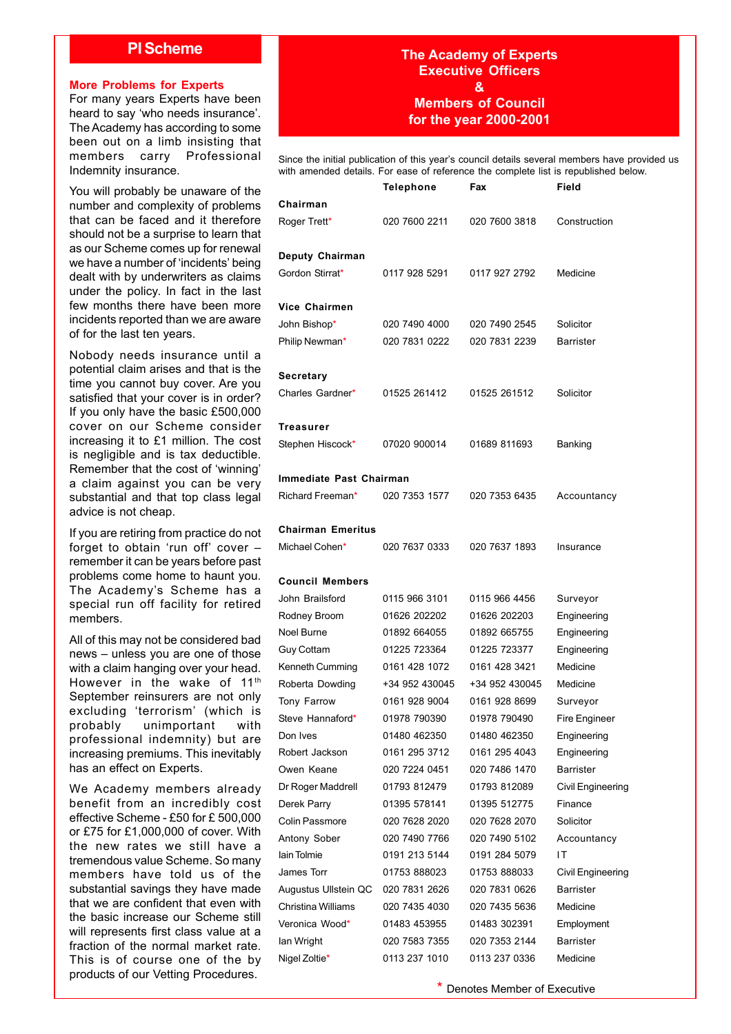## PI Scheme

### More Problems for Experts

For many years Experts have been heard to say 'who needs insurance'. The Academy has according to some been out on a limb insisting that members carry Professional Indemnity insurance.

You will probably be unaware of the number and complexity of problems that can be faced and it therefore should not be a surprise to learn that as our Scheme comes up for renewal we have a number of 'incidents' being dealt with by underwriters as claims under the policy. In fact in the last few months there have been more incidents reported than we are aware of for the last ten years.

Nobody needs insurance until a potential claim arises and that is the time you cannot buy cover. Are you satisfied that your cover is in order? If you only have the basic £500,000 cover on our Scheme consider increasing it to £1 million. The cost is negligible and is tax deductible. Remember that the cost of 'winning' a claim against you can be very substantial and that top class legal advice is not cheap.

If you are retiring from practice do not forget to obtain 'run off' cover – remember it can be years before past problems come home to haunt you. The Academy's Scheme has a special run off facility for retired members.

All of this may not be considered bad news – unless you are one of those with a claim hanging over your head. However in the wake of 11th September reinsurers are not only excluding 'terrorism' (which is probably unimportant with professional indemnity) but are increasing premiums. This inevitably has an effect on Experts.

We Academy members already benefit from an incredibly cost effective Scheme - £50 for £ 500,000 or £75 for £1,000,000 of cover. With the new rates we still have a tremendous value Scheme. So many members have told us of the substantial savings they have made that we are confident that even with the basic increase our Scheme still will represents first class value at a fraction of the normal market rate. This is of course one of the by products of our Vetting Procedures.

## The Academy of Experts Executive Officers & Members of Council for the year 2000-2001

Since the initial publication of this year's council details several members have provided us with amended details. For ease of reference the complete list is republished below.

| | Telephone | Fax | Field |
|---|---|---|---|
| **Chairman** | | | |
| Roger Trett* | 020 7600 2211 | 020 7600 3818 | Construction |
| **Deputy Chairman** | | | |
| Gordon Stirrat* | 0117 928 5291 | 0117 927 2792 | Medicine |
| **Vice Chairmen** | | | |
| John Bishop* | 020 7490 4000 | 020 7490 2545 | Solicitor |
| Philip Newman* | 020 7831 0222 | 020 7831 2239 | Barrister |
| **Secretary** | | | |
| Charles Gardner* | 01525 261412 | 01525 261512 | Solicitor |
| **Treasurer** | | | |
| Stephen Hiscock* | 07020 900014 | 01689 811693 | Banking |
| **Immediate Past Chairman** | | | |
| Richard Freeman* | 020 7353 1577 | 020 7353 6435 | Accountancy |
| **Chairman Emeritus** | | | |
| Michael Cohen* | 020 7637 0333 | 020 7637 1893 | Insurance |
| **Council Members** | | | |
| John Brailsford | 0115 966 3101 | 0115 966 4456 | Surveyor |
| Rodney Broom | 01626 202202 | 01626 202203 | Engineering |
| Noel Burne | 01892 664055 | 01892 665755 | Engineering |
| Guy Cottam | 01225 723364 | 01225 723377 | Engineering |
| Kenneth Cumming | 0161 428 1072 | 0161 428 3421 | Medicine |
| Roberta Dowding | +34 952 430045 | +34 952 430045 | Medicine |
| Tony Farrow | 0161 928 9004 | 0161 928 8699 | Surveyor |
| Steve Hannaford* | 01978 790390 | 01978 790490 | Fire Engineer |
| Don Ives | 01480 462350 | 01480 462350 | Engineering |
| Robert Jackson | 0161 295 3712 | 0161 295 4043 | Engineering |
| Owen Keane | 020 7224 0451 | 020 7486 1470 | Barrister |
| Dr Roger Maddrell | 01793 812479 | 01793 812089 | Civil Engineering |
| Derek Parry | 01395 578141 | 01395 512775 | Finance |
| Colin Passmore | 020 7628 2020 | 020 7628 2070 | Solicitor |
| Antony Sober | 020 7490 7766 | 020 7490 5102 | Accountancy |
| Iain Tolmie | 0191 213 5144 | 0191 284 5079 | IT |
| James Torr | 01753 888023 | 01753 888033 | Civil Engineering |
| Augustus Ullstein QC | 020 7831 2626 | 020 7831 0626 | Barrister |
| Christina Williams | 020 7435 4030 | 020 7435 5636 | Medicine |
| Veronica Wood* | 01483 453955 | 01483 302391 | Employment |
| Ian Wright | 020 7583 7355 | 020 7353 2144 | Barrister |
| Nigel Zoltie* | 0113 237 1010 | 0113 237 0336 | Medicine |

* Denotes Member of Executive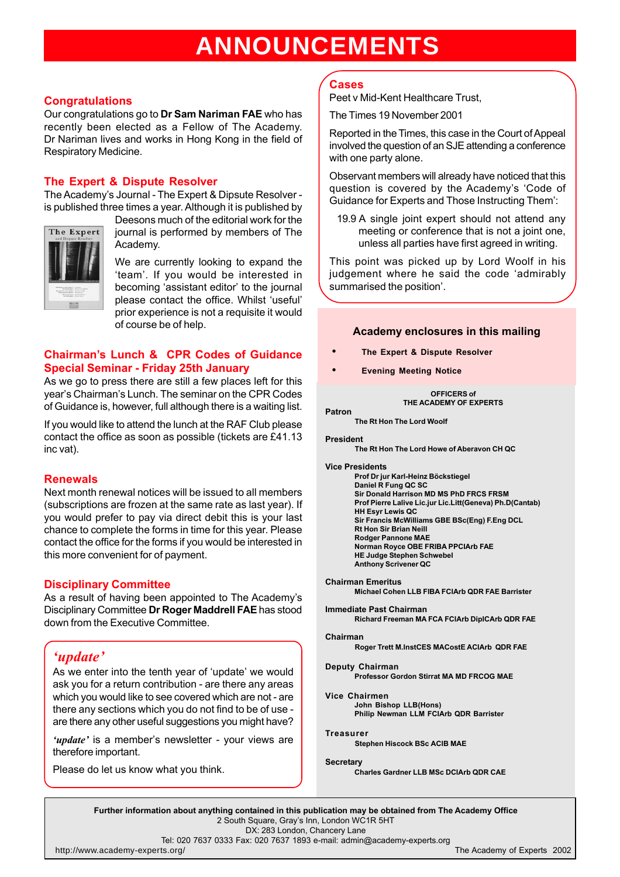# ANNOUNCEMENTS

## Congratulations

Our congratulations go to **Dr Sam Nariman FAE** who has recently been elected as a Fellow of The Academy. Dr Nariman lives and works in Hong Kong in the field of Respiratory Medicine.

## The Expert & Dispute Resolver

The Academy's Journal - The Expert & Dipsute Resolver - is published three times a year. Although it is published by Deesons much of the editorial work for the journal is performed by members of The Academy.

We are currently looking to expand the 'team'. If you would be interested in becoming 'assistant editor' to the journal please contact the office. Whilst 'useful' prior experience is not a requisite it would of course be of help.

## Chairman's Lunch & CPR Codes of Guidance Special Seminar - Friday 25th January

As we go to press there are still a few places left for this year's Chairman's Lunch. The seminar on the CPR Codes of Guidance is, however, full although there is a waiting list.

If you would like to attend the lunch at the RAF Club please contact the office as soon as possible (tickets are £41.13 inc vat).

## Renewals

Next month renewal notices will be issued to all members (subscriptions are frozen at the same rate as last year). If you would prefer to pay via direct debit this is your last chance to complete the forms in time for this year. Please contact the office for the forms if you would be interested in this more convenient for of payment.

## Disciplinary Committee

As a result of having been appointed to The Academy's Disciplinary Committee **Dr Roger Maddrell FAE** has stood down from the Executive Committee.

## *'update'*

As we enter into the tenth year of 'update' we would ask you for a return contribution - are there any areas which you would like to see covered which are not - are there any sections which you do not find to be of use - are there any other useful suggestions you might have?

***'update'*** is a member's newsletter - your views are therefore important.

Please do let us know what you think.

## Cases

Peet v Mid-Kent Healthcare Trust,

The Times 19 November 2001

Reported in the Times, this case in the Court of Appeal involved the question of an SJE attending a conference with one party alone.

Observant members will already have noticed that this question is covered by the Academy's 'Code of Guidance for Experts and Those Instructing Them':

> 19.9 A single joint expert should not attend any meeting or conference that is not a joint one, unless all parties have first agreed in writing.

This point was picked up by Lord Woolf in his judgement where he said the code 'admirably summarised the position'.

### Academy enclosures in this mailing

- **The Expert & Dispute Resolver**
- **Evening Meeting Notice**

**OFFICERS of THE ACADEMY OF EXPERTS**

**Patron**
The Rt Hon The Lord Woolf

**President**
The Rt Hon The Lord Howe of Aberavon CH QC

**Vice Presidents**
Prof Dr jur Karl-Heinz Böckstiegel
Daniel R Fung QC SC
Sir Donald Harrison MD MS PhD FRCS FRSM
Prof Pierre Lalive Lic.jur Lic.Litt(Geneva) Ph.D(Cantab)
HH Esyr Lewis QC
Sir Francis McWilliams GBE BSc(Eng) F.Eng DCL
Rt Hon Sir Brian Neill
Rodger Pannone MAE
Norman Royce OBE FRIBA PPCIArb FAE
HE Judge Stephen Schwebel
Anthony Scrivener QC

**Chairman Emeritus**
Michael Cohen LLB FIBA FCIArb QDR FAE Barrister

**Immediate Past Chairman**
Richard Freeman MA FCA FCIArb DiplCArb QDR FAE

**Chairman**
Roger Trett M.InstCES MACostE ACIArb QDR FAE

**Deputy Chairman**
Professor Gordon Stirrat MA MD FRCOG MAE

**Vice Chairmen**
John Bishop LLB(Hons)
Philip Newman LLM FCIArb QDR Barrister

**Treasurer**
Stephen Hiscock BSc ACIB MAE

**Secretary**
Charles Gardner LLB MSc DCIArb QDR CAE

**Further information about anything contained in this publication may be obtained from The Academy Office**
2 South Square, Gray's Inn, London WC1R 5HT
DX: 283 London, Chancery Lane
Tel: 020 7637 0333 Fax: 020 7637 1893 e-mail: admin@academy-experts.org
http://www.academy-experts.org/ The Academy of Experts 2002